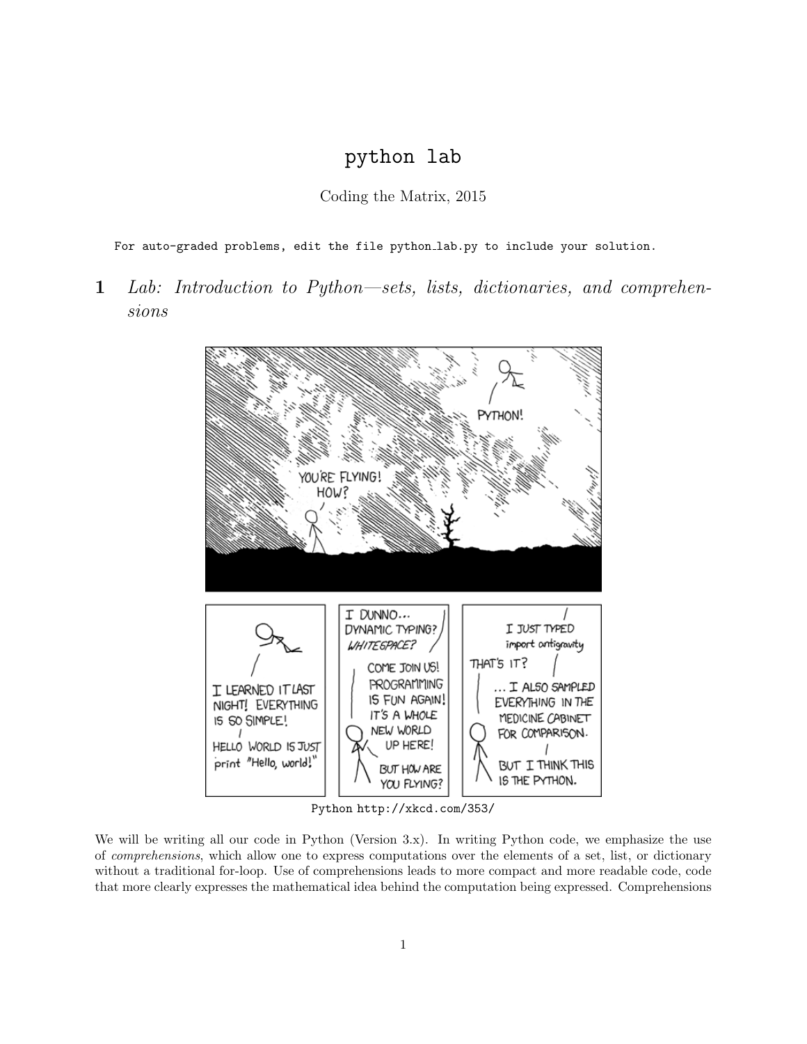# python lab

Coding the Matrix, 2015

```
For auto-graded problems, edit the file python_lab.py to include your solution.
```

## 1 *Lab: Introduction to Python—sets, lists, dictionaries, and comprehensions*

Python http://xkcd.com/353/

We will be writing all our code in Python (Version 3.x). In writing Python code, we emphasize the use of *comprehensions*, which allow one to express computations over the elements of a set, list, or dictionary without a traditional for-loop. Use of comprehensions leads to more compact and more readable code, code that more clearly expresses the mathematical idea behind the computation being expressed. Comprehensions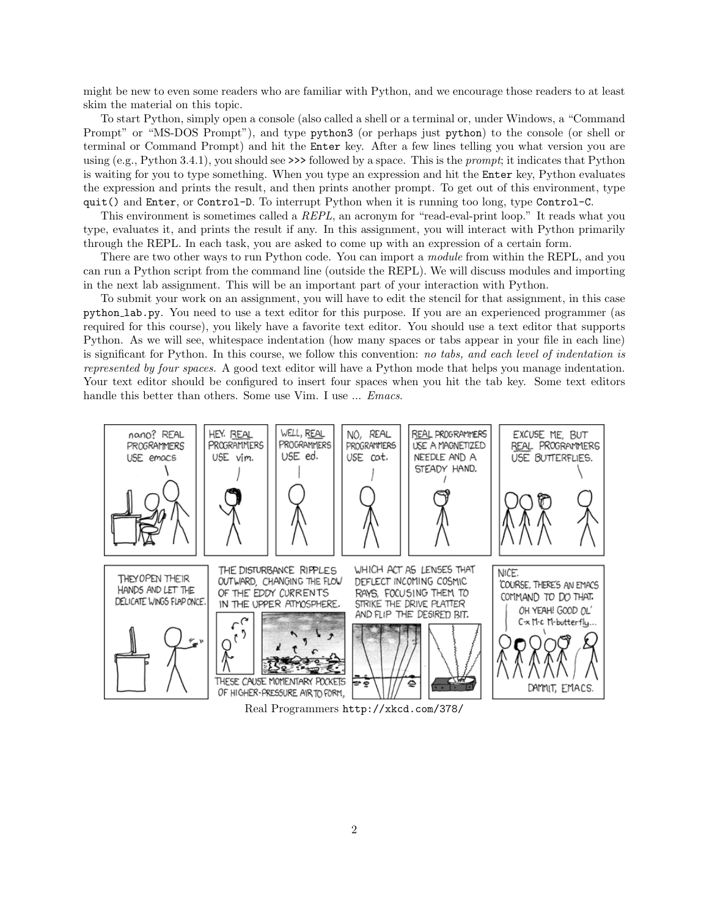might be new to even some readers who are familiar with Python, and we encourage those readers to at least skim the material on this topic.

To start Python, simply open a console (also called a shell or a terminal or, under Windows, a "Command Prompt" or "MS-DOS Prompt"), and type `python3` (or perhaps just `python`) to the console (or shell or terminal or Command Prompt) and hit the `Enter` key. After a few lines telling you what version you are using (e.g., Python 3.4.1), you should see `>>>` followed by a space. This is the *prompt*; it indicates that Python is waiting for you to type something. When you type an expression and hit the `Enter` key, Python evaluates the expression and prints the result, and then prints another prompt. To get out of this environment, type `quit()` and `Enter`, or `Control-D`. To interrupt Python when it is running too long, type `Control-C`.

This environment is sometimes called a *REPL*, an acronym for "read-eval-print loop." It reads what you type, evaluates it, and prints the result if any. In this assignment, you will interact with Python primarily through the REPL. In each task, you are asked to come up with an expression of a certain form.

There are two other ways to run Python code. You can import a *module* from within the REPL, and you can run a Python script from the command line (outside the REPL). We will discuss modules and importing in the next lab assignment. This will be an important part of your interaction with Python.

To submit your work on an assignment, you will have to edit the stencil for that assignment, in this case `python_lab.py`. You need to use a text editor for this purpose. If you are an experienced programmer (as required for this course), you likely have a favorite text editor. You should use a text editor that supports Python. As we will see, whitespace indentation (how many spaces or tabs appear in your file in each line) is significant for Python. In this course, we follow this convention: *no tabs, and each level of indentation is represented by four spaces.* A good text editor will have a Python mode that helps you manage indentation. Your text editor should be configured to insert four spaces when you hit the tab key. Some text editors handle this better than others. Some use Vim. I use ... *Emacs*.

Real Programmers `http://xkcd.com/378/`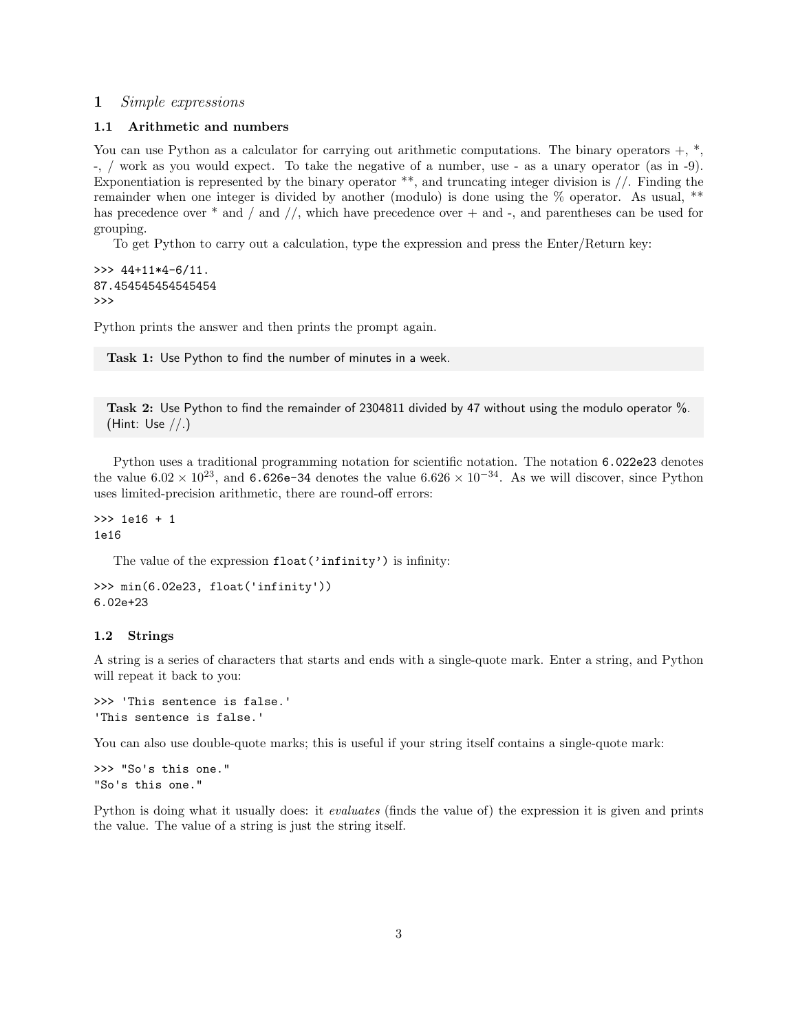# 1 *Simple expressions*

## 1.1 Arithmetic and numbers

You can use Python as a calculator for carrying out arithmetic computations. The binary operators +, *, -, / work as you would expect. To take the negative of a number, use - as a unary operator (as in -9). Exponentiation is represented by the binary operator **, and truncating integer division is //. Finding the remainder when one integer is divided by another (modulo) is done using the % operator. As usual, ** has precedence over * and / and //, which have precedence over + and -, and parentheses can be used for grouping.

To get Python to carry out a calculation, type the expression and press the Enter/Return key:

```
>>> 44+11*4-6/11.
87.454545454545454
>>>
```

Python prints the answer and then prints the prompt again.

> **Task 1:** Use Python to find the number of minutes in a week.

> **Task 2:** Use Python to find the remainder of 2304811 divided by 47 without using the modulo operator %. (Hint: Use //.)

Python uses a traditional programming notation for scientific notation. The notation `6.022e23` denotes the value $6.02 \times 10^{23}$, and `6.626e-34` denotes the value $6.626 \times 10^{-34}$. As we will discover, since Python uses limited-precision arithmetic, there are round-off errors:

```
>>> 1e16 + 1
1e16
```

The value of the expression `float('infinity')` is infinity:

```
>>> min(6.02e23, float('infinity'))
6.02e+23
```

## 1.2 Strings

A string is a series of characters that starts and ends with a single-quote mark. Enter a string, and Python will repeat it back to you:

```
>>> 'This sentence is false.'
'This sentence is false.'
```

You can also use double-quote marks; this is useful if your string itself contains a single-quote mark:

```
>>> "So's this one."
"So's this one."
```

Python is doing what it usually does: it *evaluates* (finds the value of) the expression it is given and prints the value. The value of a string is just the string itself.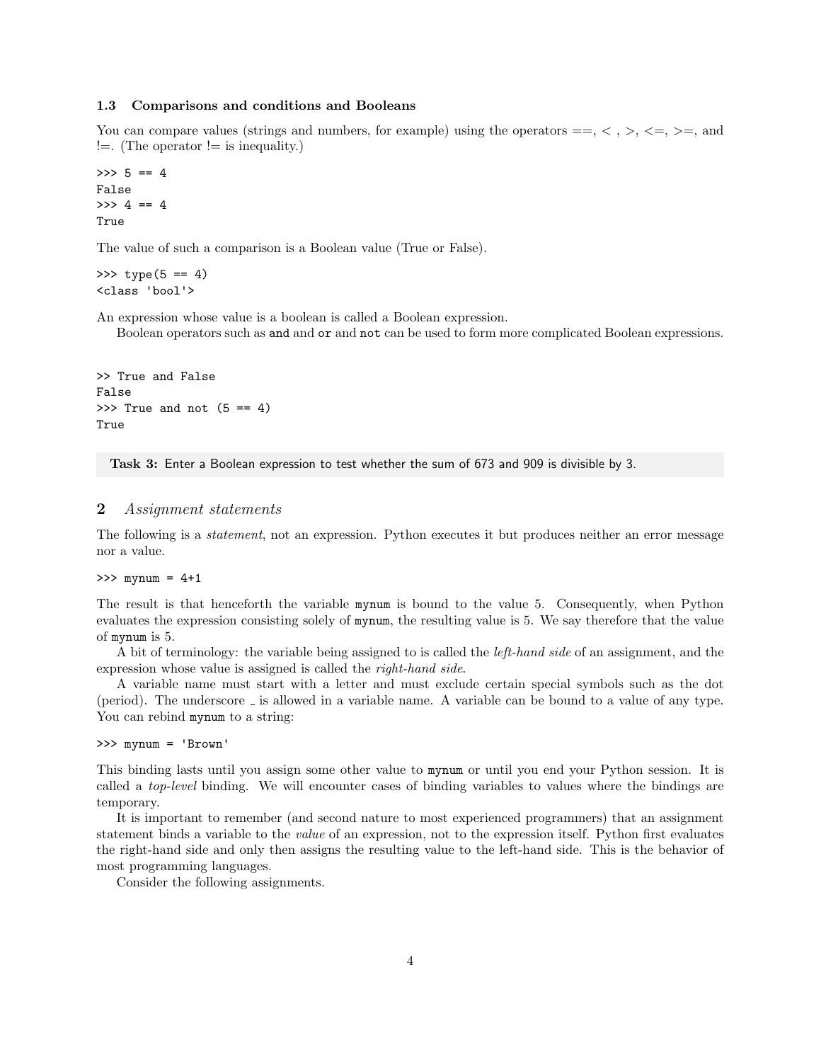### 1.3 Comparisons and conditions and Booleans

You can compare values (strings and numbers, for example) using the operators ==, < , >, <=, >=, and !=. (The operator != is inequality.)

```
>>> 5 == 4
False
>>> 4 == 4
True
```

The value of such a comparison is a Boolean value (True or False).

```
>>> type(5 == 4)
<class 'bool'>
```

An expression whose value is a boolean is called a Boolean expression.

Boolean operators such as `and` and `or` and `not` can be used to form more complicated Boolean expressions.

```
>> True and False
False
>>> True and not (5 == 4)
True
```

**Task 3:** Enter a Boolean expression to test whether the sum of 673 and 909 is divisible by 3.

## 2 *Assignment statements*

The following is a *statement*, not an expression. Python executes it but produces neither an error message nor a value.

```
>>> mynum = 4+1
```

The result is that henceforth the variable `mynum` is bound to the value 5. Consequently, when Python evaluates the expression consisting solely of `mynum`, the resulting value is 5. We say therefore that the value of `mynum` is 5.

A bit of terminology: the variable being assigned to is called the *left-hand side* of an assignment, and the expression whose value is assigned is called the *right-hand side*.

A variable name must start with a letter and must exclude certain special symbols such as the dot (period). The underscore _ is allowed in a variable name. A variable can be bound to a value of any type. You can rebind `mynum` to a string:

```
>>> mynum = 'Brown'
```

This binding lasts until you assign some other value to `mynum` or until you end your Python session. It is called a *top-level* binding. We will encounter cases of binding variables to values where the bindings are temporary.

It is important to remember (and second nature to most experienced programmers) that an assignment statement binds a variable to the *value* of an expression, not to the expression itself. Python first evaluates the right-hand side and only then assigns the resulting value to the left-hand side. This is the behavior of most programming languages.

Consider the following assignments.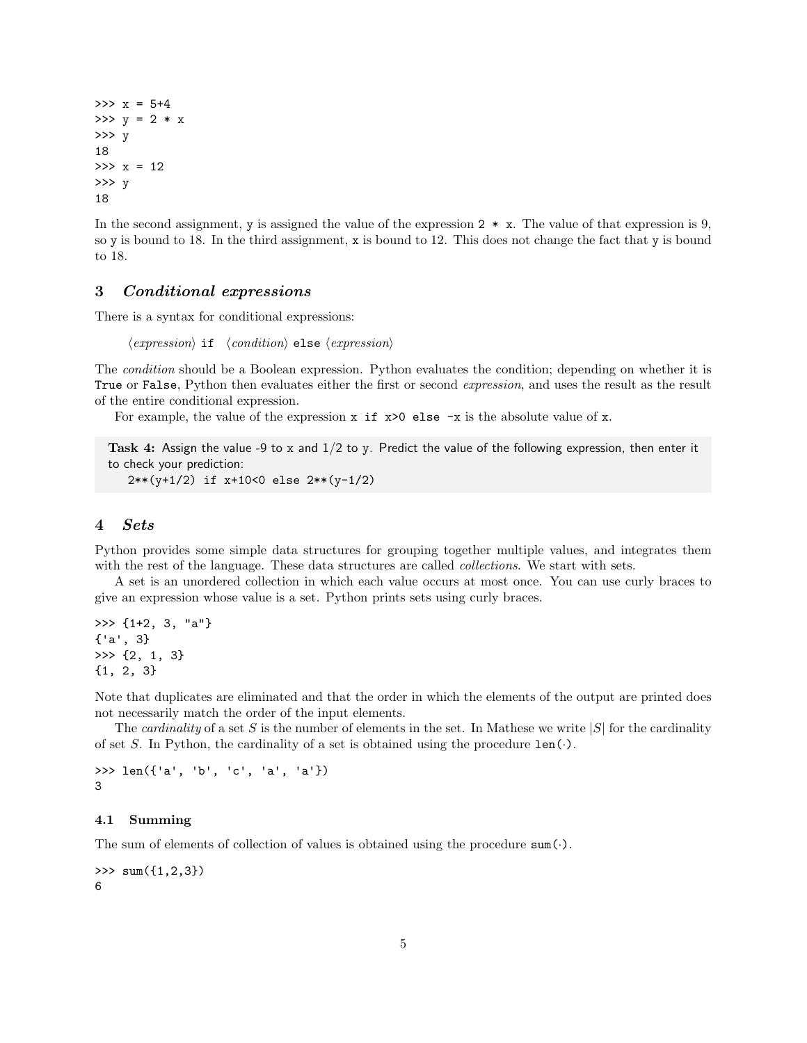```
>>> x = 5+4
>>> y = 2 * x
>>> y
18
>>> x = 12
>>> y
18
```

In the second assignment, `y` is assigned the value of the expression `2 * x`. The value of that expression is 9, so `y` is bound to 18. In the third assignment, `x` is bound to 12. This does not change the fact that `y` is bound to 18.

## 3 *Conditional expressions*

There is a syntax for conditional expressions:

⟨*expression*⟩ `if` ⟨*condition*⟩ `else` ⟨*expression*⟩

The *condition* should be a Boolean expression. Python evaluates the condition; depending on whether it is `True` or `False`, Python then evaluates either the first or second *expression*, and uses the result as the result of the entire conditional expression.

For example, the value of the expression `x if x>0 else -x` is the absolute value of `x`.

> **Task 4:** Assign the value -9 to `x` and 1/2 to `y`. Predict the value of the following expression, then enter it to check your prediction:
> `2**(y+1/2) if x+10<0 else 2**(y-1/2)`

## 4 *Sets*

Python provides some simple data structures for grouping together multiple values, and integrates them with the rest of the language. These data structures are called *collections*. We start with sets.

A set is an unordered collection in which each value occurs at most once. You can use curly braces to give an expression whose value is a set. Python prints sets using curly braces.

```
>>> {1+2, 3, "a"}
{'a', 3}
>>> {2, 1, 3}
{1, 2, 3}
```

Note that duplicates are eliminated and that the order in which the elements of the output are printed does not necessarily match the order of the input elements.

The *cardinality* of a set $S$ is the number of elements in the set. In Mathese we write $|S|$ for the cardinality of set $S$. In Python, the cardinality of a set is obtained using the procedure `len(·)`.

```
>>> len({'a', 'b', 'c', 'a', 'a'})
3
```

### 4.1 Summing

The sum of elements of collection of values is obtained using the procedure `sum(·)`.

```
>>> sum({1,2,3})
6
```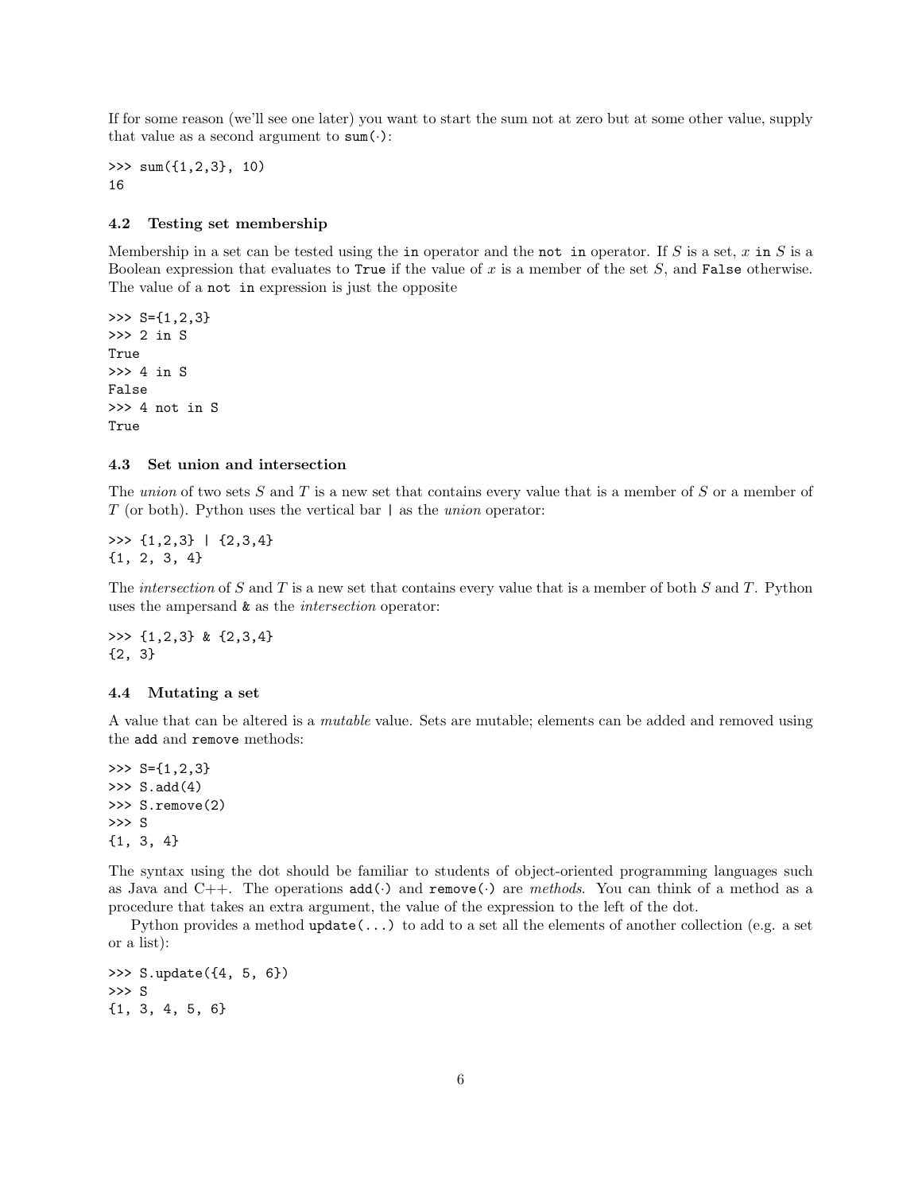If for some reason (we'll see one later) you want to start the sum not at zero but at some other value, supply that value as a second argument to `sum(·)`:

```
>>> sum({1,2,3}, 10)
16
```

### 4.2 Testing set membership

Membership in a set can be tested using the `in` operator and the `not in` operator. If $S$ is a set, $x$ `in` $S$ is a Boolean expression that evaluates to `True` if the value of $x$ is a member of the set $S$, and `False` otherwise. The value of a `not in` expression is just the opposite

```
>>> S={1,2,3}
>>> 2 in S
True
>>> 4 in S
False
>>> 4 not in S
True
```

### 4.3 Set union and intersection

The *union* of two sets $S$ and $T$ is a new set that contains every value that is a member of $S$ or a member of $T$ (or both). Python uses the vertical bar `|` as the *union* operator:

```
>>> {1,2,3} | {2,3,4}
{1, 2, 3, 4}
```

The *intersection* of $S$ and $T$ is a new set that contains every value that is a member of both $S$ and $T$. Python uses the ampersand `&` as the *intersection* operator:

```
>>> {1,2,3} & {2,3,4}
{2, 3}
```

### 4.4 Mutating a set

A value that can be altered is a *mutable* value. Sets are mutable; elements can be added and removed using the `add` and `remove` methods:

```
>>> S={1,2,3}
>>> S.add(4)
>>> S.remove(2)
>>> S
{1, 3, 4}
```

The syntax using the dot should be familiar to students of object-oriented programming languages such as Java and C++. The operations `add(·)` and `remove(·)` are *methods*. You can think of a method as a procedure that takes an extra argument, the value of the expression to the left of the dot.

Python provides a method `update(...)` to add to a set all the elements of another collection (e.g. a set or a list):

```
>>> S.update({4, 5, 6})
>>> S
{1, 3, 4, 5, 6}
```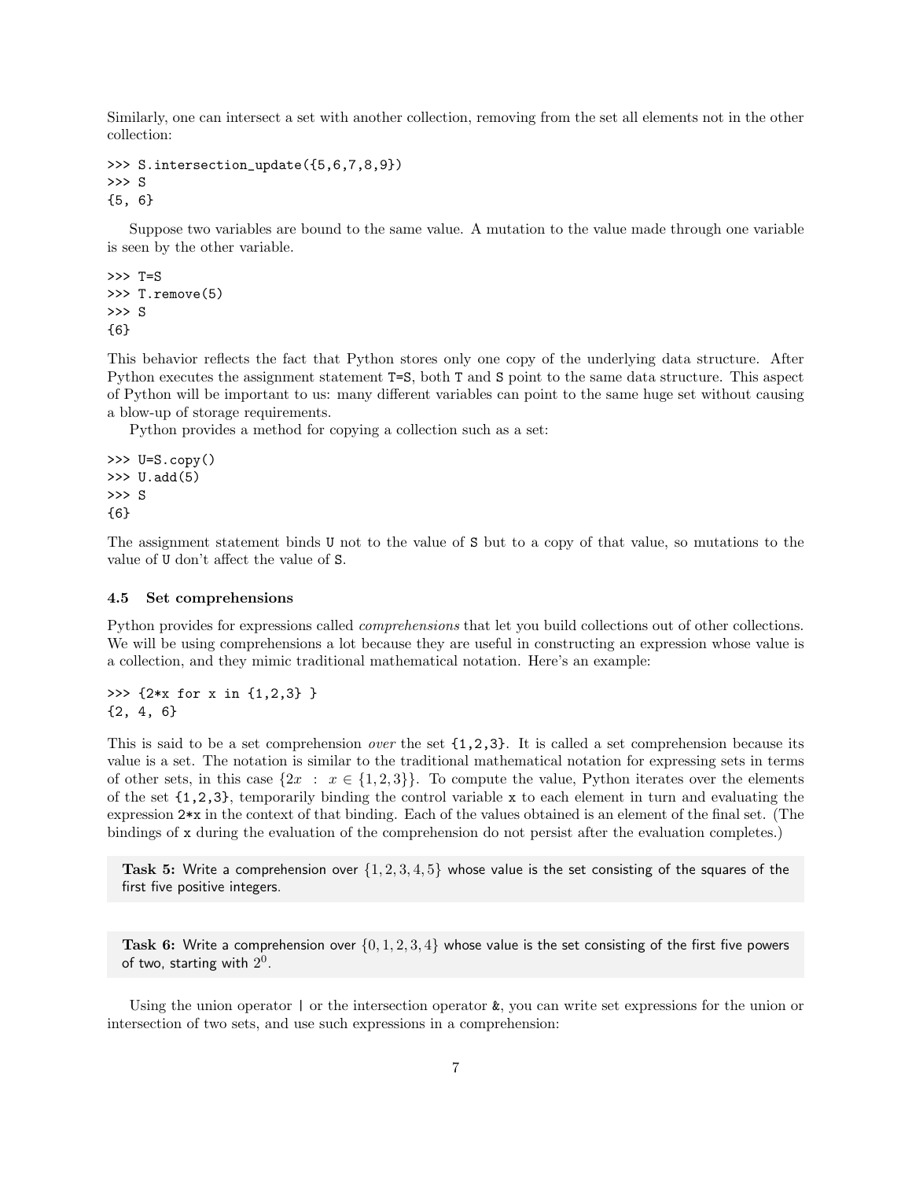Similarly, one can intersect a set with another collection, removing from the set all elements not in the other collection:

```
>>> S.intersection_update({5,6,7,8,9})
>>> S
{5, 6}
```

Suppose two variables are bound to the same value. A mutation to the value made through one variable is seen by the other variable.

```
>>> T=S
>>> T.remove(5)
>>> S
{6}
```

This behavior reflects the fact that Python stores only one copy of the underlying data structure. After Python executes the assignment statement `T=S`, both `T` and `S` point to the same data structure. This aspect of Python will be important to us: many different variables can point to the same huge set without causing a blow-up of storage requirements.

Python provides a method for copying a collection such as a set:

```
>>> U=S.copy()
>>> U.add(5)
>>> S
{6}
```

The assignment statement binds `U` not to the value of `S` but to a copy of that value, so mutations to the value of `U` don't affect the value of `S`.

### 4.5 Set comprehensions

Python provides for expressions called *comprehensions* that let you build collections out of other collections. We will be using comprehensions a lot because they are useful in constructing an expression whose value is a collection, and they mimic traditional mathematical notation. Here's an example:

```
>>> {2*x for x in {1,2,3} }
{2, 4, 6}
```

This is said to be a set comprehension *over* the set `{1,2,3}`. It is called a set comprehension because its value is a set. The notation is similar to the traditional mathematical notation for expressing sets in terms of other sets, in this case $\{2x \; : \; x \in \{1,2,3\}\}$. To compute the value, Python iterates over the elements of the set `{1,2,3}`, temporarily binding the control variable `x` to each element in turn and evaluating the expression `2*x` in the context of that binding. Each of the values obtained is an element of the final set. (The bindings of `x` during the evaluation of the comprehension do not persist after the evaluation completes.)

> **Task 5:** Write a comprehension over $\{1,2,3,4,5\}$ whose value is the set consisting of the squares of the first five positive integers.

> **Task 6:** Write a comprehension over $\{0,1,2,3,4\}$ whose value is the set consisting of the first five powers of two, starting with $2^0$.

Using the union operator | or the intersection operator &, you can write set expressions for the union or intersection of two sets, and use such expressions in a comprehension: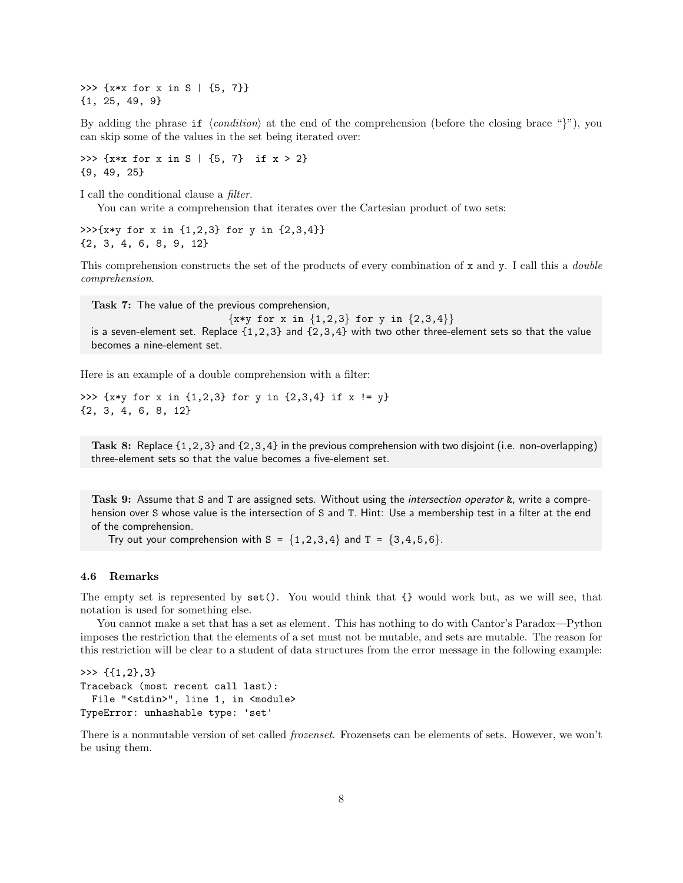```
>>> {x*x for x in S | {5, 7}}
{1, 25, 49, 9}
```

By adding the phrase `if` ⟨*condition*⟩ at the end of the comprehension (before the closing brace "}"), you can skip some of the values in the set being iterated over:

```
>>> {x*x for x in S | {5, 7}  if x > 2}
{9, 49, 25}
```

I call the conditional clause a *filter*.

You can write a comprehension that iterates over the Cartesian product of two sets:

```
>>>{x*y for x in {1,2,3} for y in {2,3,4}}
{2, 3, 4, 6, 8, 9, 12}
```

This comprehension constructs the set of the products of every combination of `x` and `y`. I call this a *double comprehension*.

> **Task 7:** The value of the previous comprehension,
>
> `{x*y for x in {1,2,3} for y in {2,3,4}}`
>
> is a seven-element set. Replace `{1,2,3}` and `{2,3,4}` with two other three-element sets so that the value becomes a nine-element set.

Here is an example of a double comprehension with a filter:

```
>>> {x*y for x in {1,2,3} for y in {2,3,4} if x != y}
{2, 3, 4, 6, 8, 12}
```

> **Task 8:** Replace `{1,2,3}` and `{2,3,4}` in the previous comprehension with two disjoint (i.e. non-overlapping) three-element sets so that the value becomes a five-element set.

> **Task 9:** Assume that `S` and `T` are assigned sets. Without using the *intersection operator* `&`, write a comprehension over `S` whose value is the intersection of `S` and `T`. Hint: Use a membership test in a filter at the end of the comprehension.
>
> Try out your comprehension with `S = {1,2,3,4}` and `T = {3,4,5,6}`.

### 4.6 Remarks

The empty set is represented by `set()`. You would think that `{}` would work but, as we will see, that notation is used for something else.

You cannot make a set that has a set as element. This has nothing to do with Cantor's Paradox—Python imposes the restriction that the elements of a set must not be mutable, and sets are mutable. The reason for this restriction will be clear to a student of data structures from the error message in the following example:

```
>>> {{1,2},3}
Traceback (most recent call last):
  File "<stdin>", line 1, in <module>
TypeError: unhashable type: 'set'
```

There is a nonmutable version of set called *frozenset*. Frozensets can be elements of sets. However, we won't be using them.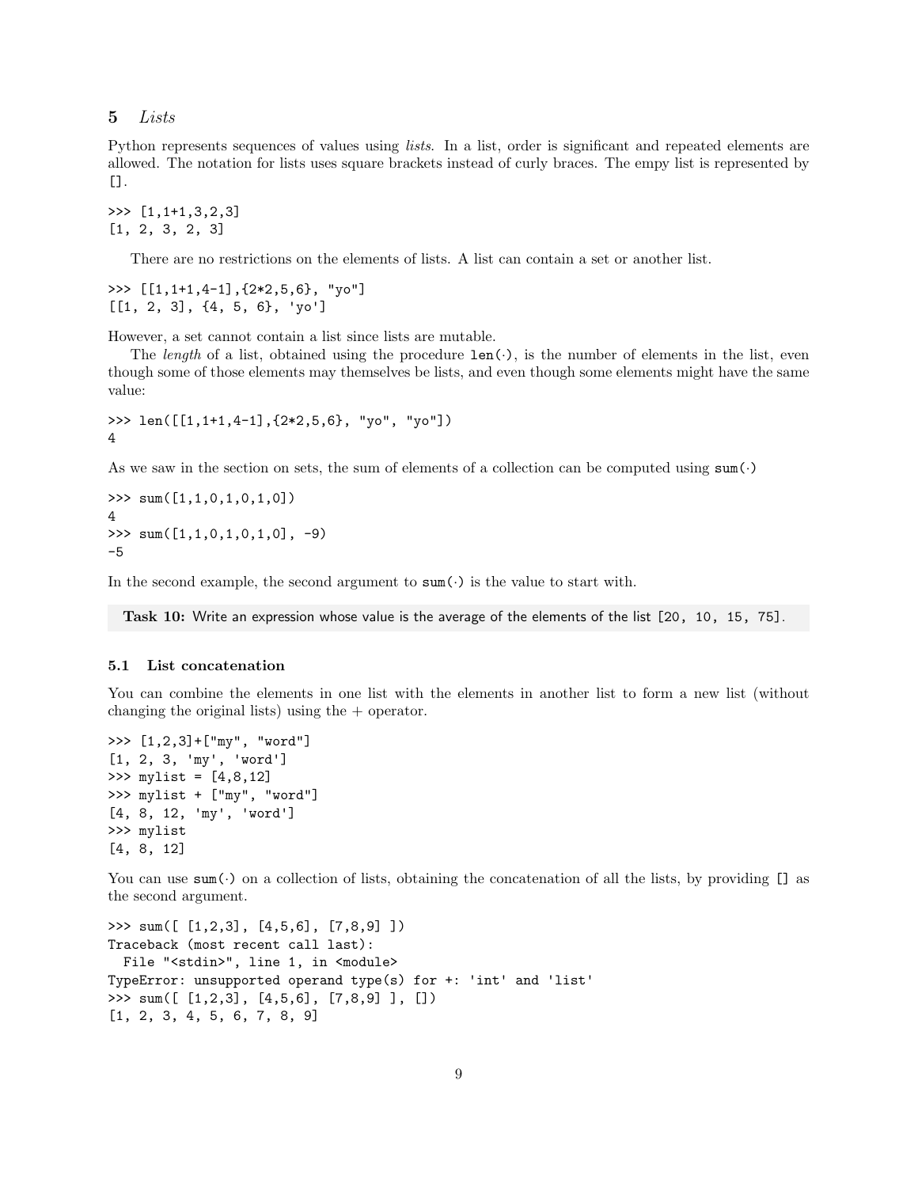## 5 *Lists*

Python represents sequences of values using *lists*. In a list, order is significant and repeated elements are allowed. The notation for lists uses square brackets instead of curly braces. The empty list is represented by `[]`.

```
>>> [1,1+1,3,2,3]
[1, 2, 3, 2, 3]
```

There are no restrictions on the elements of lists. A list can contain a set or another list.

```
>>> [[1,1+1,4-1],{2*2,5,6}, "yo"]
[[1, 2, 3], {4, 5, 6}, 'yo']
```

However, a set cannot contain a list since lists are mutable.

The *length* of a list, obtained using the procedure `len(·)`, is the number of elements in the list, even though some of those elements may themselves be lists, and even though some elements might have the same value:

```
>>> len([[1,1+1,4-1],{2*2,5,6}, "yo", "yo"])
4
```

As we saw in the section on sets, the sum of elements of a collection can be computed using `sum(·)`

```
>>> sum([1,1,0,1,0,1,0])
4
>>> sum([1,1,0,1,0,1,0], -9)
-5
```

In the second example, the second argument to `sum(·)` is the value to start with.

> **Task 10:** Write an expression whose value is the average of the elements of the list `[20, 10, 15, 75]`.

### 5.1 List concatenation

You can combine the elements in one list with the elements in another list to form a new list (without changing the original lists) using the + operator.

```
>>> [1,2,3]+["my", "word"]
[1, 2, 3, 'my', 'word']
>>> mylist = [4,8,12]
>>> mylist + ["my", "word"]
[4, 8, 12, 'my', 'word']
>>> mylist
[4, 8, 12]
```

You can use `sum(·)` on a collection of lists, obtaining the concatenation of all the lists, by providing `[]` as the second argument.

```
>>> sum([ [1,2,3], [4,5,6], [7,8,9] ])
Traceback (most recent call last):
  File "<stdin>", line 1, in <module>
TypeError: unsupported operand type(s) for +: 'int' and 'list'
>>> sum([ [1,2,3], [4,5,6], [7,8,9] ], [])
[1, 2, 3, 4, 5, 6, 7, 8, 9]
```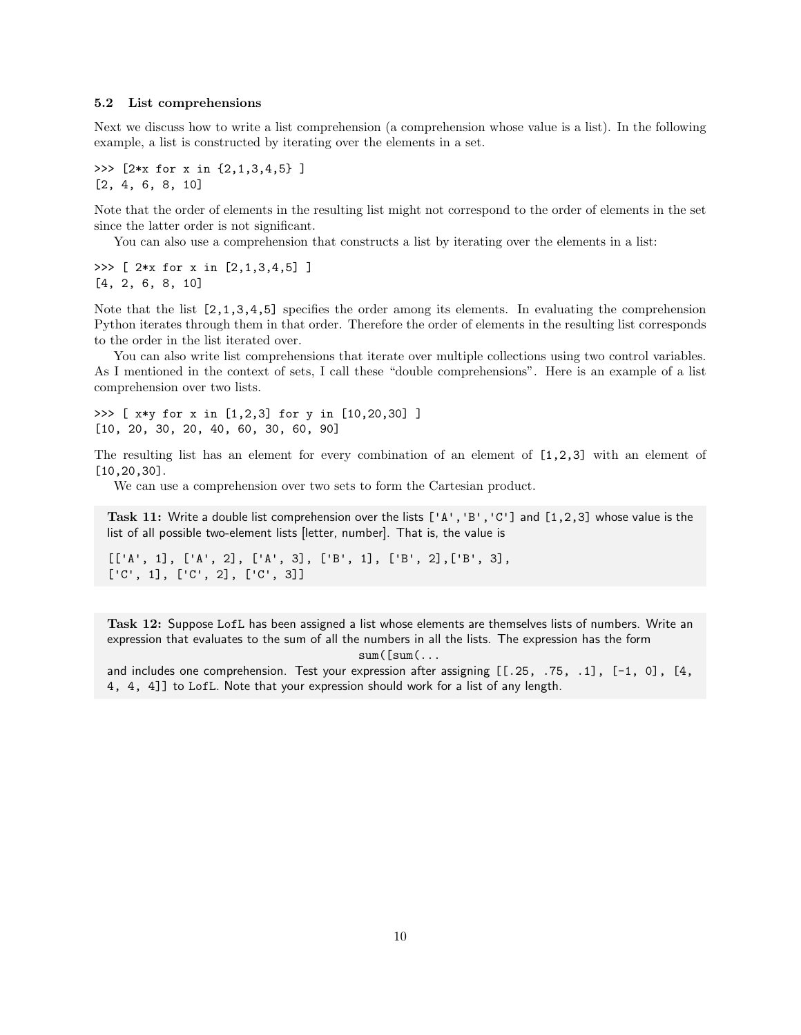### 5.2 List comprehensions

Next we discuss how to write a list comprehension (a comprehension whose value is a list). In the following example, a list is constructed by iterating over the elements in a set.

```
>>> [2*x for x in {2,1,3,4,5} ]
[2, 4, 6, 8, 10]
```

Note that the order of elements in the resulting list might not correspond to the order of elements in the set since the latter order is not significant.

You can also use a comprehension that constructs a list by iterating over the elements in a list:

```
>>> [ 2*x for x in [2,1,3,4,5] ]
[4, 2, 6, 8, 10]
```

Note that the list `[2,1,3,4,5]` specifies the order among its elements. In evaluating the comprehension Python iterates through them in that order. Therefore the order of elements in the resulting list corresponds to the order in the list iterated over.

You can also write list comprehensions that iterate over multiple collections using two control variables. As I mentioned in the context of sets, I call these "double comprehensions". Here is an example of a list comprehension over two lists.

```
>>> [ x*y for x in [1,2,3] for y in [10,20,30] ]
[10, 20, 30, 20, 40, 60, 30, 60, 90]
```

The resulting list has an element for every combination of an element of `[1,2,3]` with an element of `[10,20,30]`.

We can use a comprehension over two sets to form the Cartesian product.

> **Task 11:** Write a double list comprehension over the lists `['A','B','C']` and `[1,2,3]` whose value is the list of all possible two-element lists [letter, number]. That is, the value is
>
> ```
> [['A', 1], ['A', 2], ['A', 3], ['B', 1], ['B', 2],['B', 3],
> ['C', 1], ['C', 2], ['C', 3]]
> ```

> **Task 12:** Suppose `LofL` has been assigned a list whose elements are themselves lists of numbers. Write an expression that evaluates to the sum of all the numbers in all the lists. The expression has the form
>
> ```
> sum([sum(...
> ```
>
> and includes one comprehension. Test your expression after assigning `[[.25, .75, .1], [-1, 0], [4, 4, 4, 4]]` to `LofL`. Note that your expression should work for a list of any length.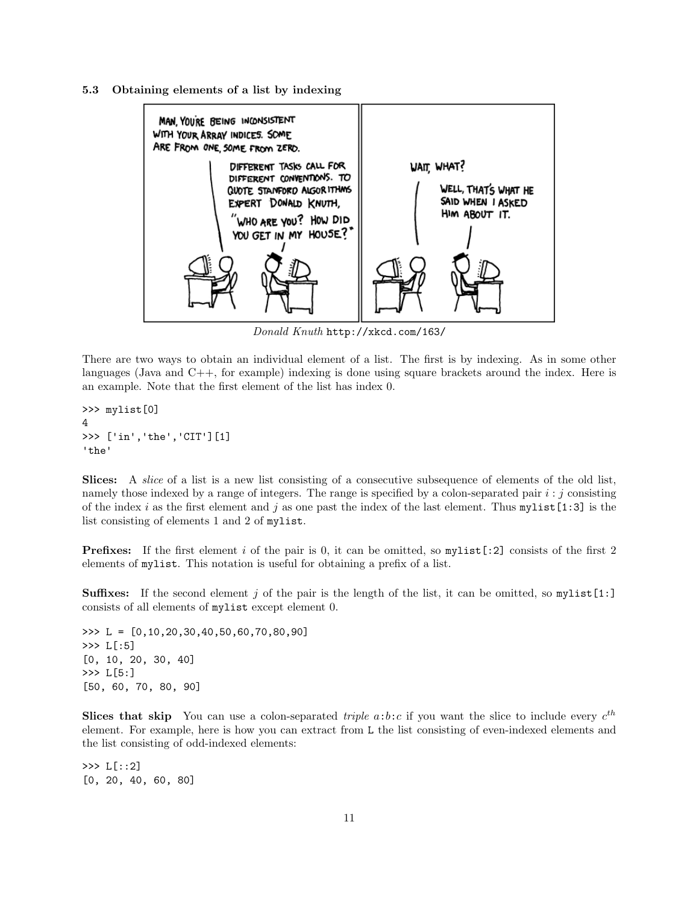### 5.3 Obtaining elements of a list by indexing

*Donald Knuth* http://xkcd.com/163/

There are two ways to obtain an individual element of a list. The first is by indexing. As in some other languages (Java and C++, for example) indexing is done using square brackets around the index. Here is an example. Note that the first element of the list has index 0.

```
>>> mylist[0]
4
>>> ['in','the','CIT'][1]
'the'
```

**Slices:** A *slice* of a list is a new list consisting of a consecutive subsequence of elements of the old list, namely those indexed by a range of integers. The range is specified by a colon-separated pair $i : j$ consisting of the index $i$ as the first element and $j$ as one past the index of the last element. Thus `mylist[1:3]` is the list consisting of elements 1 and 2 of `mylist`.

**Prefixes:** If the first element $i$ of the pair is 0, it can be omitted, so `mylist[:2]` consists of the first 2 elements of `mylist`. This notation is useful for obtaining a prefix of a list.

**Suffixes:** If the second element $j$ of the pair is the length of the list, it can be omitted, so `mylist[1:]` consists of all elements of `mylist` except element 0.

```
>>> L = [0,10,20,30,40,50,60,70,80,90]
>>> L[:5]
[0, 10, 20, 30, 40]
>>> L[5:]
[50, 60, 70, 80, 90]
```

**Slices that skip** You can use a colon-separated *triple* $a$:$b$:$c$ if you want the slice to include every $c^{th}$ element. For example, here is how you can extract from L the list consisting of even-indexed elements and the list consisting of odd-indexed elements:

```
>>> L[::2]
[0, 20, 40, 60, 80]
```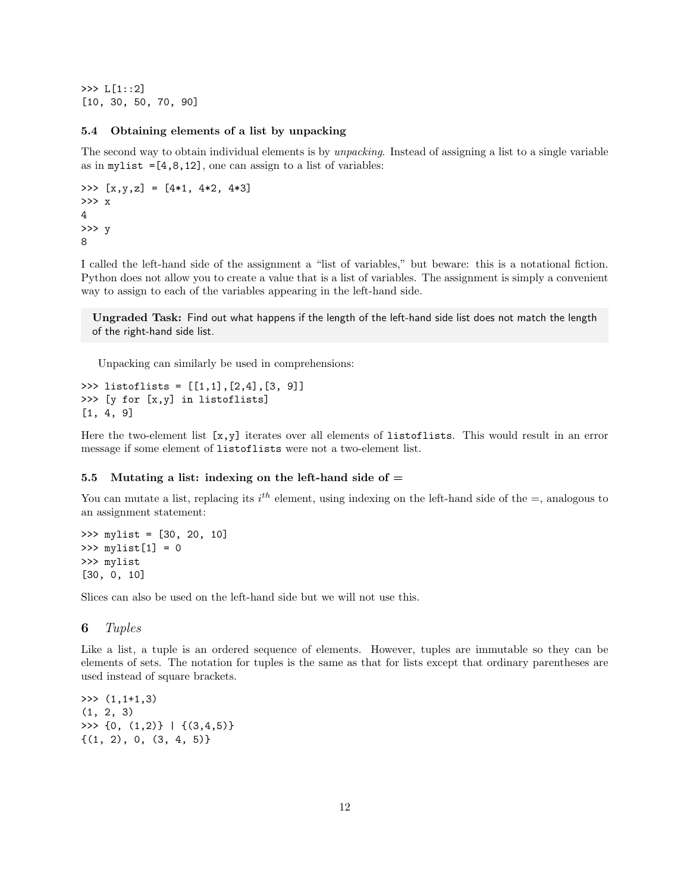```
>>> L[1::2]
[10, 30, 50, 70, 90]
```

### 5.4 Obtaining elements of a list by unpacking

The second way to obtain individual elements is by *unpacking*. Instead of assigning a list to a single variable as in `mylist =[4,8,12]`, one can assign to a list of variables:

```
>>> [x,y,z] = [4*1, 4*2, 4*3]
>>> x
4
>>> y
8
```

I called the left-hand side of the assignment a "list of variables," but beware: this is a notational fiction. Python does not allow you to create a value that is a list of variables. The assignment is simply a convenient way to assign to each of the variables appearing in the left-hand side.

> **Ungraded Task:** Find out what happens if the length of the left-hand side list does not match the length of the right-hand side list.

Unpacking can similarly be used in comprehensions:

```
>>> listoflists = [[1,1],[2,4],[3, 9]]
>>> [y for [x,y] in listoflists]
[1, 4, 9]
```

Here the two-element list `[x,y]` iterates over all elements of `listoflists`. This would result in an error message if some element of `listoflists` were not a two-element list.

### 5.5 Mutating a list: indexing on the left-hand side of =

You can mutate a list, replacing its $i^{th}$ element, using indexing on the left-hand side of the =, analogous to an assignment statement:

```
>>> mylist = [30, 20, 10]
>>> mylist[1] = 0
>>> mylist
[30, 0, 10]
```

Slices can also be used on the left-hand side but we will not use this.

## 6 *Tuples*

Like a list, a tuple is an ordered sequence of elements. However, tuples are immutable so they can be elements of sets. The notation for tuples is the same as that for lists except that ordinary parentheses are used instead of square brackets.

```
>>> (1,1+1,3)
(1, 2, 3)
>>> {0, (1,2)} | {(3,4,5)}
{(1, 2), 0, (3, 4, 5)}
```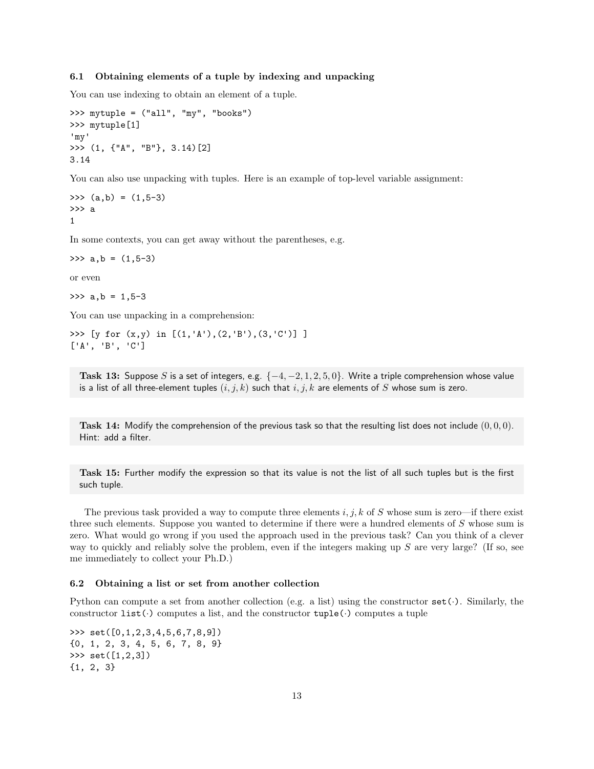### 6.1 Obtaining elements of a tuple by indexing and unpacking

You can use indexing to obtain an element of a tuple.

```
>>> mytuple = ("all", "my", "books")
>>> mytuple[1]
'my'
>>> (1, {"A", "B"}, 3.14)[2]
3.14
```

You can also use unpacking with tuples. Here is an example of top-level variable assignment:

```
>>> (a,b) = (1,5-3)
>>> a
1
```

In some contexts, you can get away without the parentheses, e.g.

```
>>> a,b = (1,5-3)
```

or even

```
>>> a,b = 1,5-3
```

You can use unpacking in a comprehension:

```
>>> [y for (x,y) in [(1,'A'),(2,'B'),(3,'C')] ]
['A', 'B', 'C']
```

**Task 13:** Suppose $S$ is a set of integers, e.g. $\{-4, -2, 1, 2, 5, 0\}$. Write a triple comprehension whose value is a list of all three-element tuples $(i, j, k)$ such that $i, j, k$ are elements of $S$ whose sum is zero.

**Task 14:** Modify the comprehension of the previous task so that the resulting list does not include $(0, 0, 0)$. Hint: add a filter.

**Task 15:** Further modify the expression so that its value is not the list of all such tuples but is the first such tuple.

The previous task provided a way to compute three elements $i, j, k$ of $S$ whose sum is zero—if there exist three such elements. Suppose you wanted to determine if there were a hundred elements of $S$ whose sum is zero. What would go wrong if you used the approach used in the previous task? Can you think of a clever way to quickly and reliably solve the problem, even if the integers making up $S$ are very large? (If so, see me immediately to collect your Ph.D.)

### 6.2 Obtaining a list or set from another collection

Python can compute a set from another collection (e.g. a list) using the constructor `set(·)`. Similarly, the constructor `list(·)` computes a list, and the constructor `tuple(·)` computes a tuple

```
>>> set([0,1,2,3,4,5,6,7,8,9])
{0, 1, 2, 3, 4, 5, 6, 7, 8, 9}
>>> set([1,2,3])
{1, 2, 3}
```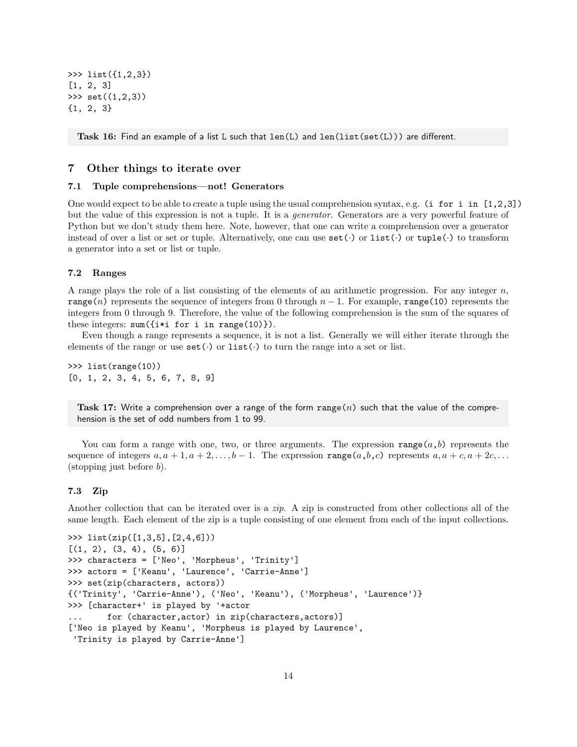```
>>> list({1,2,3})
[1, 2, 3]
>>> set((1,2,3))
{1, 2, 3}
```

> **Task 16:** Find an example of a list L such that `len(L)` and `len(list(set(L)))` are different.

## 7 Other things to iterate over

### 7.1 Tuple comprehensions—not! Generators

One would expect to be able to create a tuple using the usual comprehension syntax, e.g. `(i for i in [1,2,3])` but the value of this expression is not a tuple. It is a *generator*. Generators are a very powerful feature of Python but we don't study them here. Note, however, that one can write a comprehension over a generator instead of over a list or set or tuple. Alternatively, one can use `set(·)` or `list(·)` or `tuple(·)` to transform a generator into a set or list or tuple.

### 7.2 Ranges

A range plays the role of a list consisting of the elements of an arithmetic progression. For any integer $n$, `range(`$n$`)` represents the sequence of integers from 0 through $n-1$. For example, `range(10)` represents the integers from 0 through 9. Therefore, the value of the following comprehension is the sum of the squares of these integers: `sum({i*i for i in range(10)})`.

Even though a range represents a sequence, it is not a list. Generally we will either iterate through the elements of the range or use `set(·)` or `list(·)` to turn the range into a set or list.

```
>>> list(range(10))
[0, 1, 2, 3, 4, 5, 6, 7, 8, 9]
```

> **Task 17:** Write a comprehension over a range of the form `range(`$n$`)` such that the value of the comprehension is the set of odd numbers from 1 to 99.

You can form a range with one, two, or three arguments. The expression `range(`$a$`,`$b$`)` represents the sequence of integers $a, a+1, a+2, \ldots, b-1$. The expression `range(`$a$`,`$b$`,`$c$`)` represents $a, a+c, a+2c, \ldots$ (stopping just before $b$).

### 7.3 Zip

Another collection that can be iterated over is a *zip*. A zip is constructed from other collections all of the same length. Each element of the zip is a tuple consisting of one element from each of the input collections.

```
>>> list(zip([1,3,5],[2,4,6]))
[(1, 2), (3, 4), (5, 6)]
>>> characters = ['Neo', 'Morpheus', 'Trinity']
>>> actors = ['Keanu', 'Laurence', 'Carrie-Anne']
>>> set(zip(characters, actors))
{('Trinity', 'Carrie-Anne'), ('Neo', 'Keanu'), ('Morpheus', 'Laurence')}
>>> [character+' is played by '+actor
...     for (character,actor) in zip(characters,actors)]
['Neo is played by Keanu', 'Morpheus is played by Laurence',
 'Trinity is played by Carrie-Anne']
```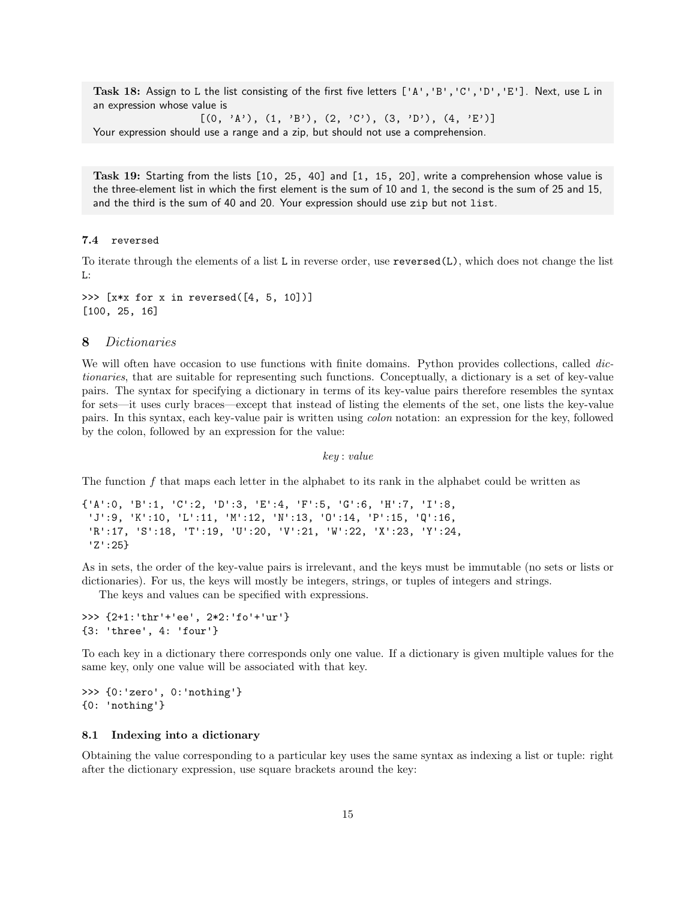**Task 18:** Assign to L the list consisting of the first five letters ['A','B','C','D','E']. Next, use L in an expression whose value is

```
[(0, 'A'), (1, 'B'), (2, 'C'), (3, 'D'), (4, 'E')]
```

Your expression should use a range and a zip, but should not use a comprehension.

**Task 19:** Starting from the lists [10, 25, 40] and [1, 15, 20], write a comprehension whose value is the three-element list in which the first element is the sum of 10 and 1, the second is the sum of 25 and 15, and the third is the sum of 40 and 20. Your expression should use zip but not list.

### 7.4 reversed

To iterate through the elements of a list L in reverse order, use `reversed(L)`, which does not change the list L:

```
>>> [x*x for x in reversed([4, 5, 10])]
[100, 25, 16]
```

## 8 *Dictionaries*

We will often have occasion to use functions with finite domains. Python provides collections, called *dictionaries*, that are suitable for representing such functions. Conceptually, a dictionary is a set of key-value pairs. The syntax for specifying a dictionary in terms of its key-value pairs therefore resembles the syntax for sets—it uses curly braces—except that instead of listing the elements of the set, one lists the key-value pairs. In this syntax, each key-value pair is written using *colon* notation: an expression for the key, followed by the colon, followed by an expression for the value:

$$key : value$$

The function $f$ that maps each letter in the alphabet to its rank in the alphabet could be written as

```
{'A':0, 'B':1, 'C':2, 'D':3, 'E':4, 'F':5, 'G':6, 'H':7, 'I':8,
 'J':9, 'K':10, 'L':11, 'M':12, 'N':13, 'O':14, 'P':15, 'Q':16,
 'R':17, 'S':18, 'T':19, 'U':20, 'V':21, 'W':22, 'X':23, 'Y':24,
 'Z':25}
```

As in sets, the order of the key-value pairs is irrelevant, and the keys must be immutable (no sets or lists or dictionaries). For us, the keys will mostly be integers, strings, or tuples of integers and strings.

The keys and values can be specified with expressions.

```
>>> {2+1:'thr'+'ee', 2*2:'fo'+'ur'}
{3: 'three', 4: 'four'}
```

To each key in a dictionary there corresponds only one value. If a dictionary is given multiple values for the same key, only one value will be associated with that key.

```
>>> {0:'zero', 0:'nothing'}
{0: 'nothing'}
```

### 8.1 Indexing into a dictionary

Obtaining the value corresponding to a particular key uses the same syntax as indexing a list or tuple: right after the dictionary expression, use square brackets around the key: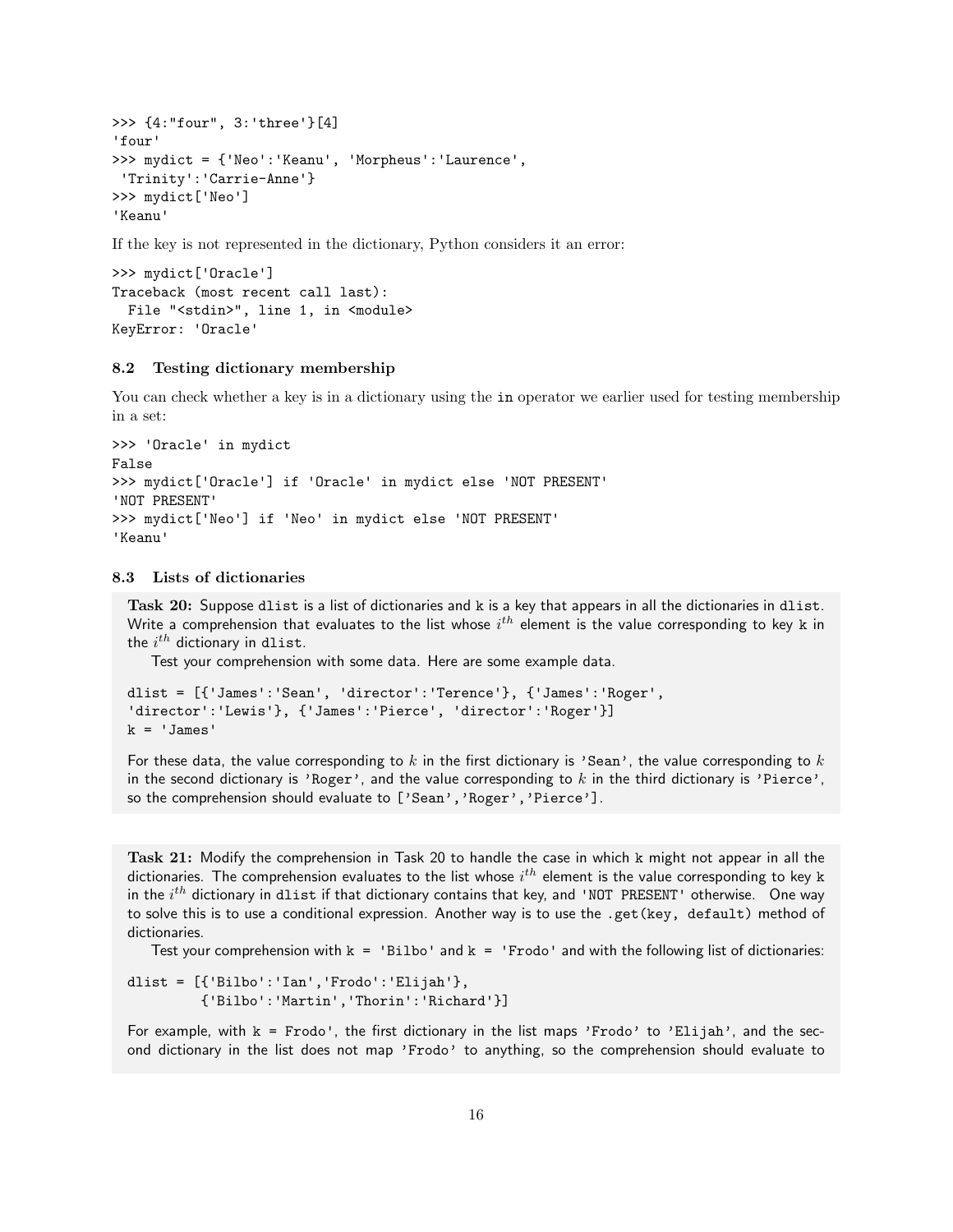```
>>> {4:"four", 3:'three'}[4]
'four'
>>> mydict = {'Neo':'Keanu', 'Morpheus':'Laurence',
 'Trinity':'Carrie-Anne'}
>>> mydict['Neo']
'Keanu'
```

If the key is not represented in the dictionary, Python considers it an error:

```
>>> mydict['Oracle']
Traceback (most recent call last):
  File "<stdin>", line 1, in <module>
KeyError: 'Oracle'
```

### 8.2 Testing dictionary membership

You can check whether a key is in a dictionary using the `in` operator we earlier used for testing membership in a set:

```
>>> 'Oracle' in mydict
False
>>> mydict['Oracle'] if 'Oracle' in mydict else 'NOT PRESENT'
'NOT PRESENT'
>>> mydict['Neo'] if 'Neo' in mydict else 'NOT PRESENT'
'Keanu'
```

### 8.3 Lists of dictionaries

**Task 20:** Suppose `dlist` is a list of dictionaries and `k` is a key that appears in all the dictionaries in `dlist`. Write a comprehension that evaluates to the list whose $i^{th}$ element is the value corresponding to key `k` in the $i^{th}$ dictionary in `dlist`.

Test your comprehension with some data. Here are some example data.

```
dlist = [{'James':'Sean', 'director':'Terence'}, {'James':'Roger',
'director':'Lewis'}, {'James':'Pierce', 'director':'Roger'}]
k = 'James'
```

For these data, the value corresponding to $k$ in the first dictionary is 'Sean', the value corresponding to $k$ in the second dictionary is 'Roger', and the value corresponding to $k$ in the third dictionary is 'Pierce', so the comprehension should evaluate to ['Sean','Roger','Pierce'].

**Task 21:** Modify the comprehension in Task 20 to handle the case in which `k` might not appear in all the dictionaries. The comprehension evaluates to the list whose $i^{th}$ element is the value corresponding to key `k` in the $i^{th}$ dictionary in `dlist` if that dictionary contains that key, and 'NOT PRESENT' otherwise. One way to solve this is to use a conditional expression. Another way is to use the `.get(key, default)` method of dictionaries.

Test your comprehension with `k = 'Bilbo'` and `k = 'Frodo'` and with the following list of dictionaries:

```
dlist = [{'Bilbo':'Ian','Frodo':'Elijah'},
         {'Bilbo':'Martin','Thorin':'Richard'}]
```

For example, with `k = Frodo'`, the first dictionary in the list maps 'Frodo' to 'Elijah', and the second dictionary in the list does not map 'Frodo' to anything, so the comprehension should evaluate to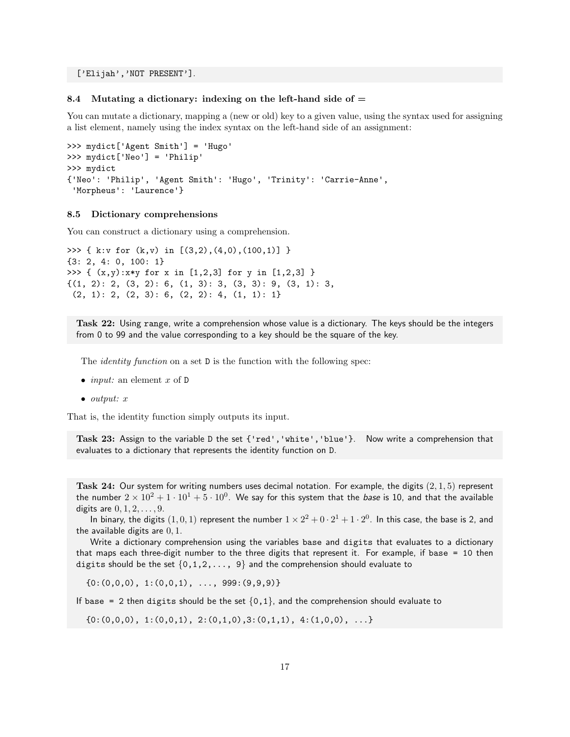```
['Elijah','NOT PRESENT'].
```

### 8.4 Mutating a dictionary: indexing on the left-hand side of =

You can mutate a dictionary, mapping a (new or old) key to a given value, using the syntax used for assigning a list element, namely using the index syntax on the left-hand side of an assignment:

```
>>> mydict['Agent Smith'] = 'Hugo'
>>> mydict['Neo'] = 'Philip'
>>> mydict
{'Neo': 'Philip', 'Agent Smith': 'Hugo', 'Trinity': 'Carrie-Anne',
 'Morpheus': 'Laurence'}
```

### 8.5 Dictionary comprehensions

You can construct a dictionary using a comprehension.

```
>>> { k:v for (k,v) in [(3,2),(4,0),(100,1)] }
{3: 2, 4: 0, 100: 1}
>>> { (x,y):x*y for x in [1,2,3] for y in [1,2,3] }
{(1, 2): 2, (3, 2): 6, (1, 3): 3, (3, 3): 9, (3, 1): 3,
 (2, 1): 2, (2, 3): 6, (2, 2): 4, (1, 1): 1}
```

**Task 22:** Using `range`, write a comprehension whose value is a dictionary. The keys should be the integers from 0 to 99 and the value corresponding to a key should be the square of the key.

The *identity function* on a set `D` is the function with the following spec:

- *input:* an element $x$ of `D`
- *output:* $x$

That is, the identity function simply outputs its input.

**Task 23:** Assign to the variable `D` the set `{'red','white','blue'}`. Now write a comprehension that evaluates to a dictionary that represents the identity function on `D`.

**Task 24:** Our system for writing numbers uses decimal notation. For example, the digits $(2, 1, 5)$ represent the number $2 \times 10^2 + 1 \cdot 10^1 + 5 \cdot 10^0$. We say for this system that the *base* is 10, and that the available digits are $0, 1, 2, \ldots, 9$.

In binary, the digits $(1, 0, 1)$ represent the number $1 \times 2^2 + 0 \cdot 2^1 + 1 \cdot 2^0$. In this case, the base is 2, and the available digits are $0, 1$.

Write a dictionary comprehension using the variables `base` and `digits` that evaluates to a dictionary that maps each three-digit number to the three digits that represent it. For example, if `base = 10` then `digits` should be the set `{0,1,2,..., 9}` and the comprehension should evaluate to

```
{0:(0,0,0), 1:(0,0,1), ..., 999:(9,9,9)}
```

If `base = 2` then `digits` should be the set `{0,1}`, and the comprehension should evaluate to

```
{0:(0,0,0), 1:(0,0,1), 2:(0,1,0),3:(0,1,1), 4:(1,0,0), ...}
```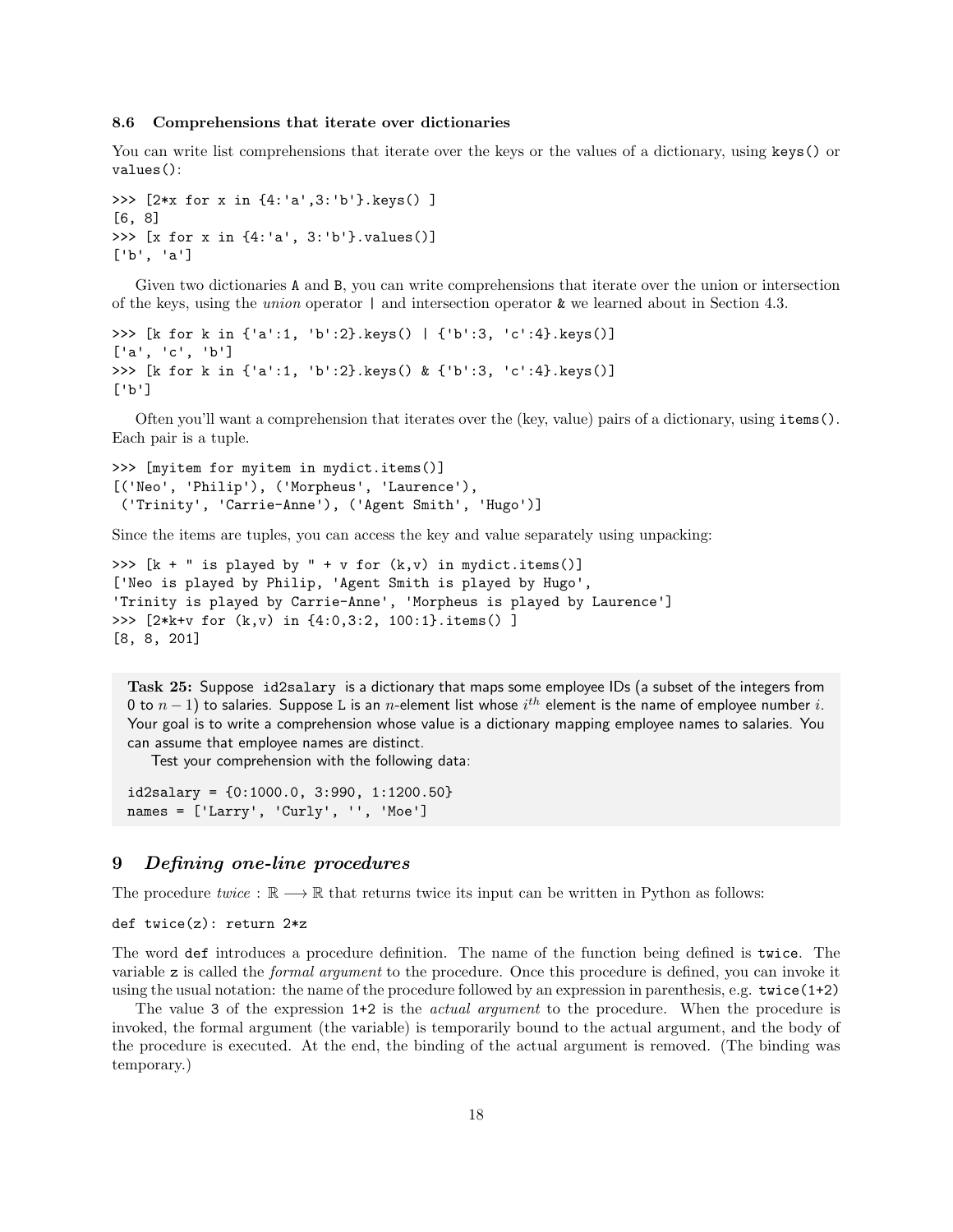### 8.6 Comprehensions that iterate over dictionaries

You can write list comprehensions that iterate over the keys or the values of a dictionary, using `keys()` or `values()`:

```
>>> [2*x for x in {4:'a',3:'b'}.keys() ]
[6, 8]
>>> [x for x in {4:'a', 3:'b'}.values()]
['b', 'a']
```

Given two dictionaries `A` and `B`, you can write comprehensions that iterate over the union or intersection of the keys, using the *union* operator `|` and intersection operator `&` we learned about in Section 4.3.

```
>>> [k for k in {'a':1, 'b':2}.keys() | {'b':3, 'c':4}.keys()]
['a', 'c', 'b']
>>> [k for k in {'a':1, 'b':2}.keys() & {'b':3, 'c':4}.keys()]
['b']
```

Often you'll want a comprehension that iterates over the (key, value) pairs of a dictionary, using `items()`. Each pair is a tuple.

```
>>> [myitem for myitem in mydict.items()]
[('Neo', 'Philip'), ('Morpheus', 'Laurence'),
 ('Trinity', 'Carrie-Anne'), ('Agent Smith', 'Hugo')]
```

Since the items are tuples, you can access the key and value separately using unpacking:

```
>>> [k + " is played by " + v for (k,v) in mydict.items()]
['Neo is played by Philip, 'Agent Smith is played by Hugo',
'Trinity is played by Carrie-Anne', 'Morpheus is played by Laurence']
>>> [2*k+v for (k,v) in {4:0,3:2, 100:1}.items() ]
[8, 8, 201]
```

**Task 25:** Suppose `id2salary` is a dictionary that maps some employee IDs (a subset of the integers from 0 to $n-1$) to salaries. Suppose L is an $n$-element list whose $i^{th}$ element is the name of employee number $i$. Your goal is to write a comprehension whose value is a dictionary mapping employee names to salaries. You can assume that employee names are distinct.

Test your comprehension with the following data:

```
id2salary = {0:1000.0, 3:990, 1:1200.50}
names = ['Larry', 'Curly', '', 'Moe']
```

## 9 *Defining one-line procedures*

The procedure *twice* : $\mathbb{R} \longrightarrow \mathbb{R}$ that returns twice its input can be written in Python as follows:

```
def twice(z): return 2*z
```

The word `def` introduces a procedure definition. The name of the function being defined is `twice`. The variable `z` is called the *formal argument* to the procedure. Once this procedure is defined, you can invoke it using the usual notation: the name of the procedure followed by an expression in parenthesis, e.g. `twice(1+2)`

The value `3` of the expression `1+2` is the *actual argument* to the procedure. When the procedure is invoked, the formal argument (the variable) is temporarily bound to the actual argument, and the body of the procedure is executed. At the end, the binding of the actual argument is removed. (The binding was temporary.)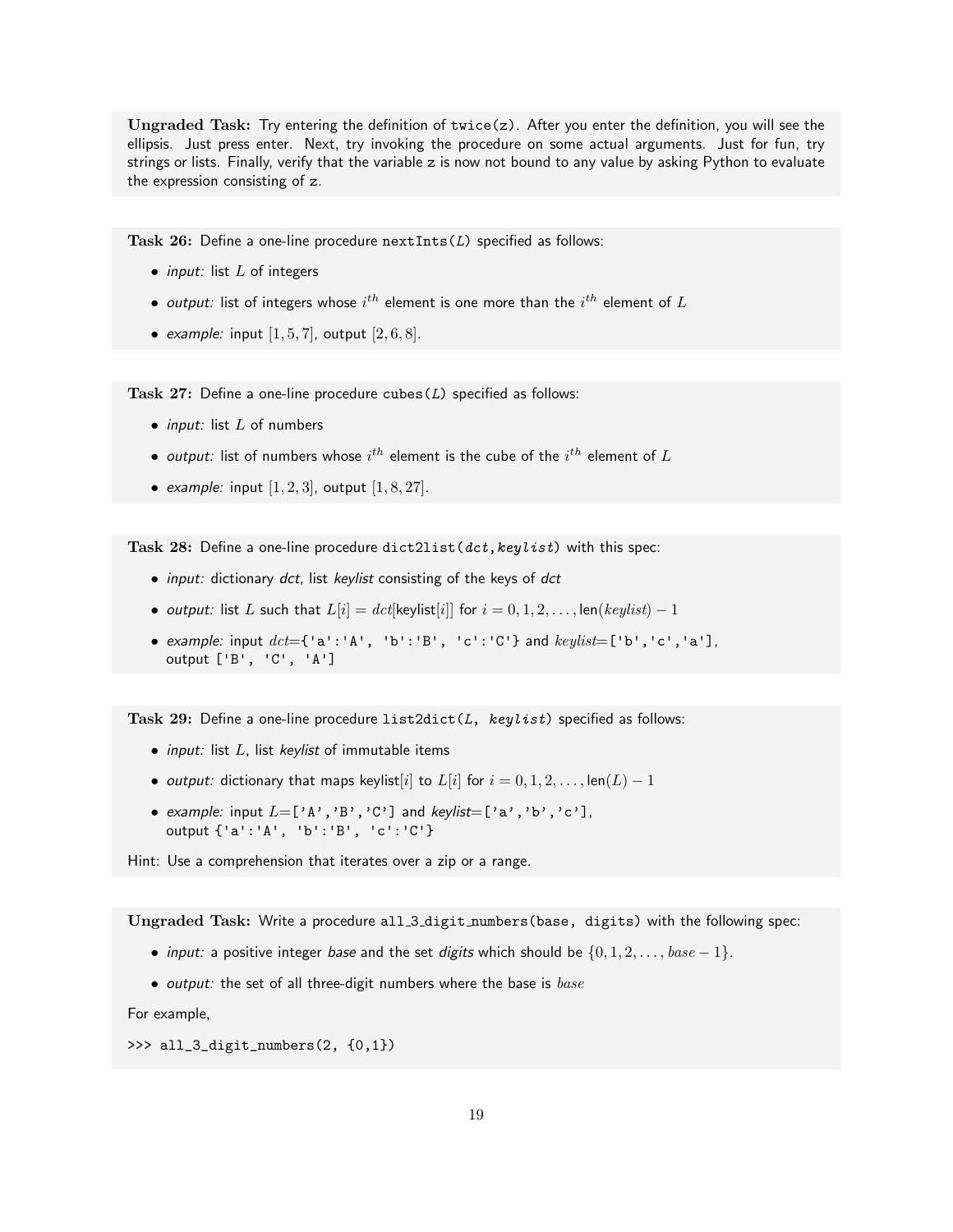**Ungraded Task:** Try entering the definition of `twice(z)`. After you enter the definition, you will see the ellipsis. Just press enter. Next, try invoking the procedure on some actual arguments. Just for fun, try strings or lists. Finally, verify that the variable `z` is now not bound to any value by asking Python to evaluate the expression consisting of `z`.

**Task 26:** Define a one-line procedure `nextInts(`*L*`)` specified as follows:

- *input:* list $L$ of integers
- *output:* list of integers whose $i^{th}$ element is one more than the $i^{th}$ element of $L$
- *example:* input $[1, 5, 7]$, output $[2, 6, 8]$.

**Task 27:** Define a one-line procedure `cubes(`*L*`)` specified as follows:

- *input:* list $L$ of numbers
- *output:* list of numbers whose $i^{th}$ element is the cube of the $i^{th}$ element of $L$
- *example:* input $[1, 2, 3]$, output $[1, 8, 27]$.

**Task 28:** Define a one-line procedure `dict2list(`*dct*`,`*keylist*`)` with this spec:

- *input:* dictionary *dct*, list *keylist* consisting of the keys of *dct*
- *output:* list $L$ such that $L[i] = dct[\text{keylist}[i]]$ for $i = 0, 1, 2, \ldots, \text{len}(keylist) - 1$
- *example:* input $dct$=`{'a':'A', 'b':'B', 'c':'C'}` and *keylist*=`['b','c','a']`, output `['B', 'C', 'A']`

**Task 29:** Define a one-line procedure `list2dict(`*L*`, `*keylist*`)` specified as follows:

- *input:* list $L$, list *keylist* of immutable items
- *output:* dictionary that maps keylist$[i]$ to $L[i]$ for $i = 0, 1, 2, \ldots, \text{len}(L) - 1$
- *example:* input $L$=`['A','B','C']` and *keylist*=`['a','b','c']`, output `{'a':'A', 'b':'B', 'c':'C'}`

Hint: Use a comprehension that iterates over a zip or a range.

**Ungraded Task:** Write a procedure `all_3_digit_numbers(base, digits)` with the following spec:

- *input:* a positive integer *base* and the set *digits* which should be $\{0, 1, 2, \ldots, base - 1\}$.
- *output:* the set of all three-digit numbers where the base is $base$

For example,

```
>>> all_3_digit_numbers(2, {0,1})
```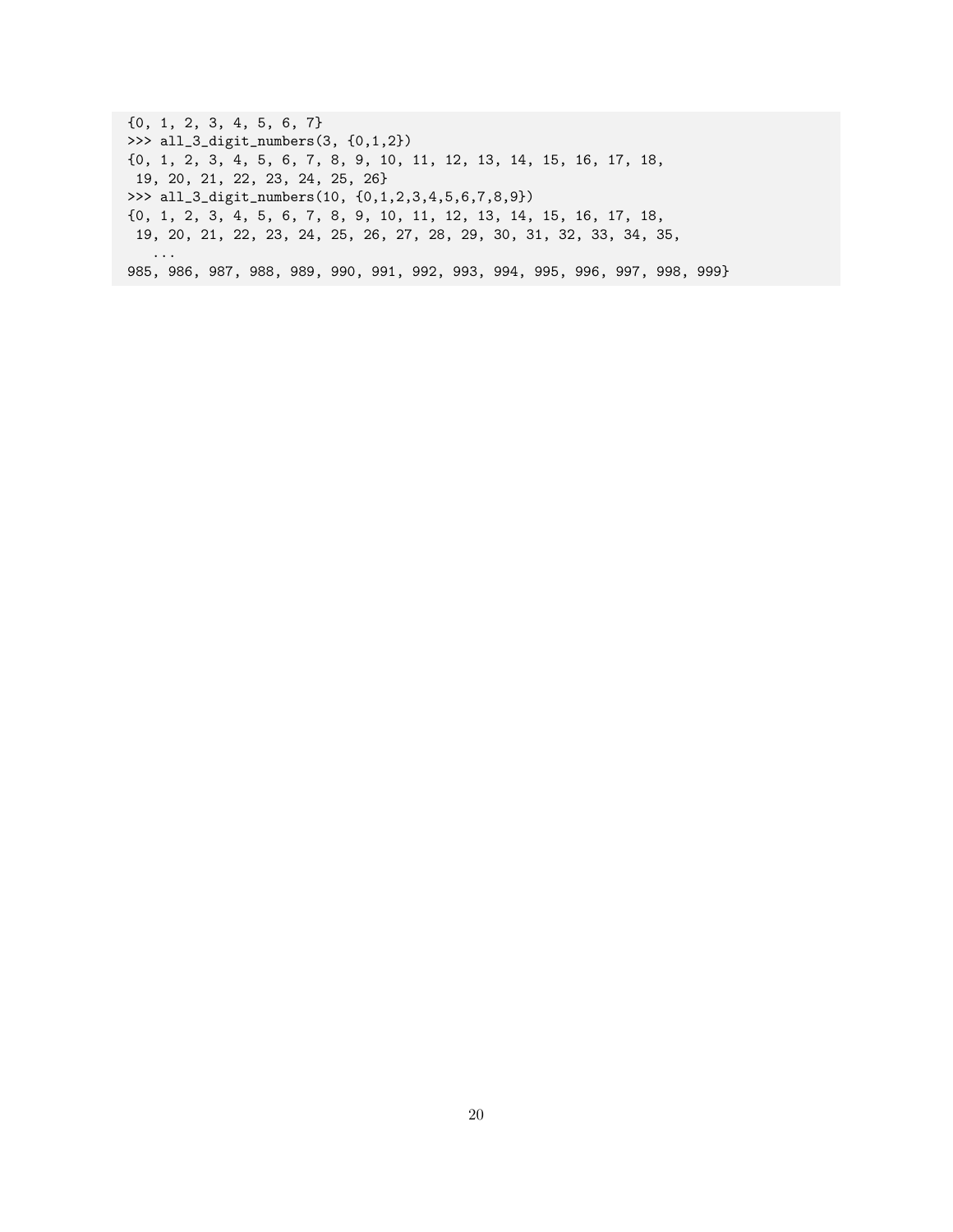```
{0, 1, 2, 3, 4, 5, 6, 7}
>>> all_3_digit_numbers(3, {0,1,2})
{0, 1, 2, 3, 4, 5, 6, 7, 8, 9, 10, 11, 12, 13, 14, 15, 16, 17, 18,
 19, 20, 21, 22, 23, 24, 25, 26}
>>> all_3_digit_numbers(10, {0,1,2,3,4,5,6,7,8,9})
{0, 1, 2, 3, 4, 5, 6, 7, 8, 9, 10, 11, 12, 13, 14, 15, 16, 17, 18,
 19, 20, 21, 22, 23, 24, 25, 26, 27, 28, 29, 30, 31, 32, 33, 34, 35,
   ...
985, 986, 987, 988, 989, 990, 991, 992, 993, 994, 995, 996, 997, 998, 999}
```